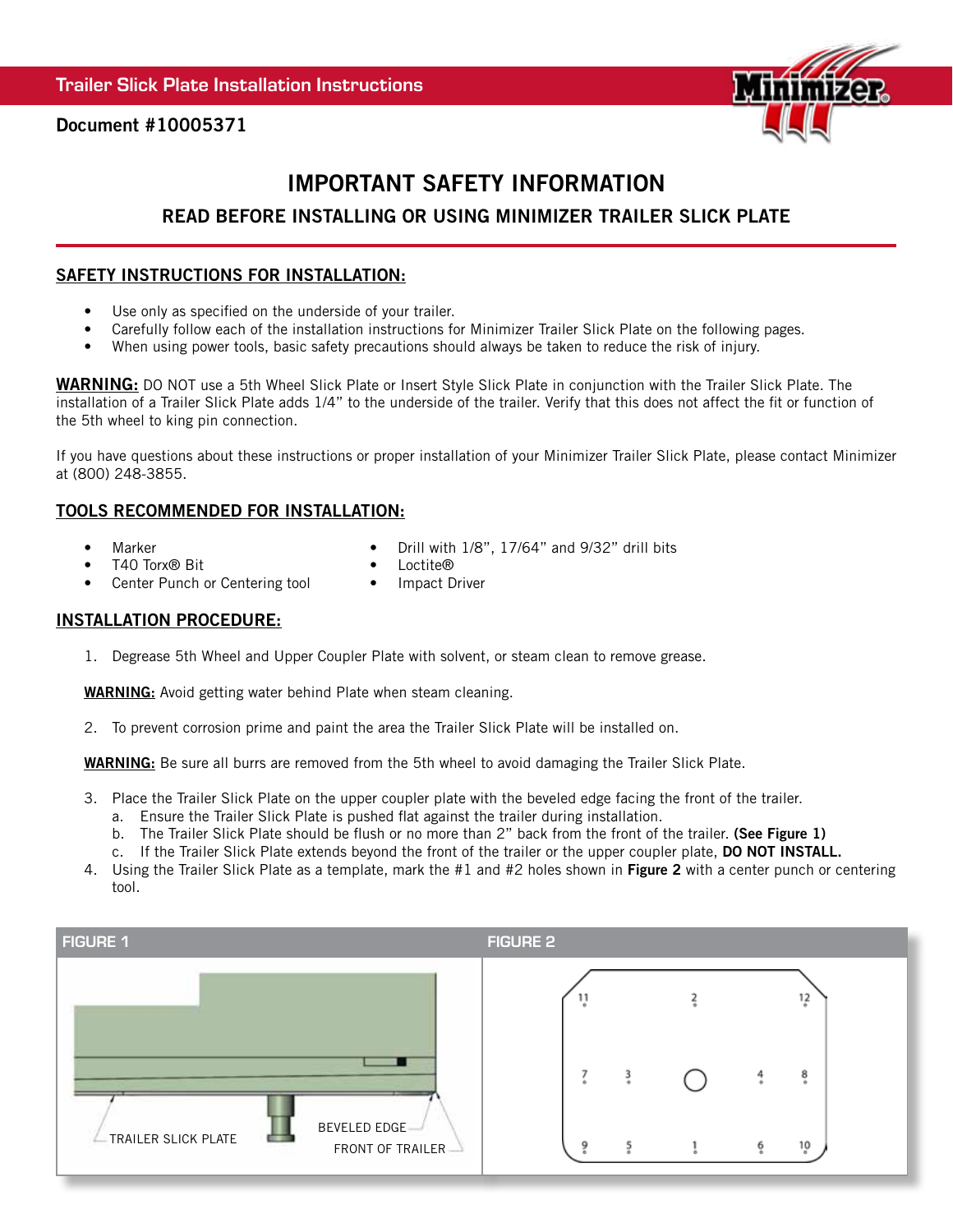Trailer Slick Plate Installation Instructions

**Document #10005371**

# IMPORTANT SAFETY INFORMATION

## READ BEFORE INSTALLING OR USING MINIMIZER TRAILER SLICK PLATE

### SAFETY INSTRUCTIONS FOR INSTALLATION:

- Use only as specified on the underside of your trailer.
- Carefully follow each of the installation instructions for Minimizer Trailer Slick Plate on the following pages.
- When using power tools, basic safety precautions should always be taken to reduce the risk of injury.

**WARNING:** DO NOT use a 5th Wheel Slick Plate or Insert Style Slick Plate in conjunction with the Trailer Slick Plate. The installation of a Trailer Slick Plate adds 1/4" to the underside of the trailer. Verify that this does not affect the fit or function of the 5th wheel to king pin connection.

If you have questions about these instructions or proper installation of your Minimizer Trailer Slick Plate, please contact Minimizer at (800) 248-3855.

### TOOLS RECOMMENDED FOR INSTALLATION:

- Marker
- T40 Torx® Bit
- Center Punch or Centering tool
- Drill with 1/8", 17/64" and 9/32" drill bits
- Loctite®
- Impact Driver

### INSTALLATION PROCEDURE:

1. Degrease 5th Wheel and Upper Coupler Plate with solvent, or steam clean to remove grease.

**WARNING:** Avoid getting water behind Plate when steam cleaning.

2. To prevent corrosion prime and paint the area the Trailer Slick Plate will be installed on.

**WARNING:** Be sure all burrs are removed from the 5th wheel to avoid damaging the Trailer Slick Plate.

3. Place the Trailer Slick Plate on the upper coupler plate with the beveled edge facing the front of the trailer.
   a. Ensure the Trailer Slick Plate is pushed flat against the trailer during installation.
   b. The Trailer Slick Plate should be flush or no more than 2" back from the front of the trailer. **(See Figure 1)**
   c. If the Trailer Slick Plate extends beyond the front of the trailer or the upper coupler plate, **DO NOT INSTALL.**
4. Using the Trailer Slick Plate as a template, mark the #1 and #2 holes shown in **Figure 2** with a center punch or centering tool.

FIGURE 1

TRAILER SLICK PLATE — BEVELED EDGE — FRONT OF TRAILER

FIGURE 2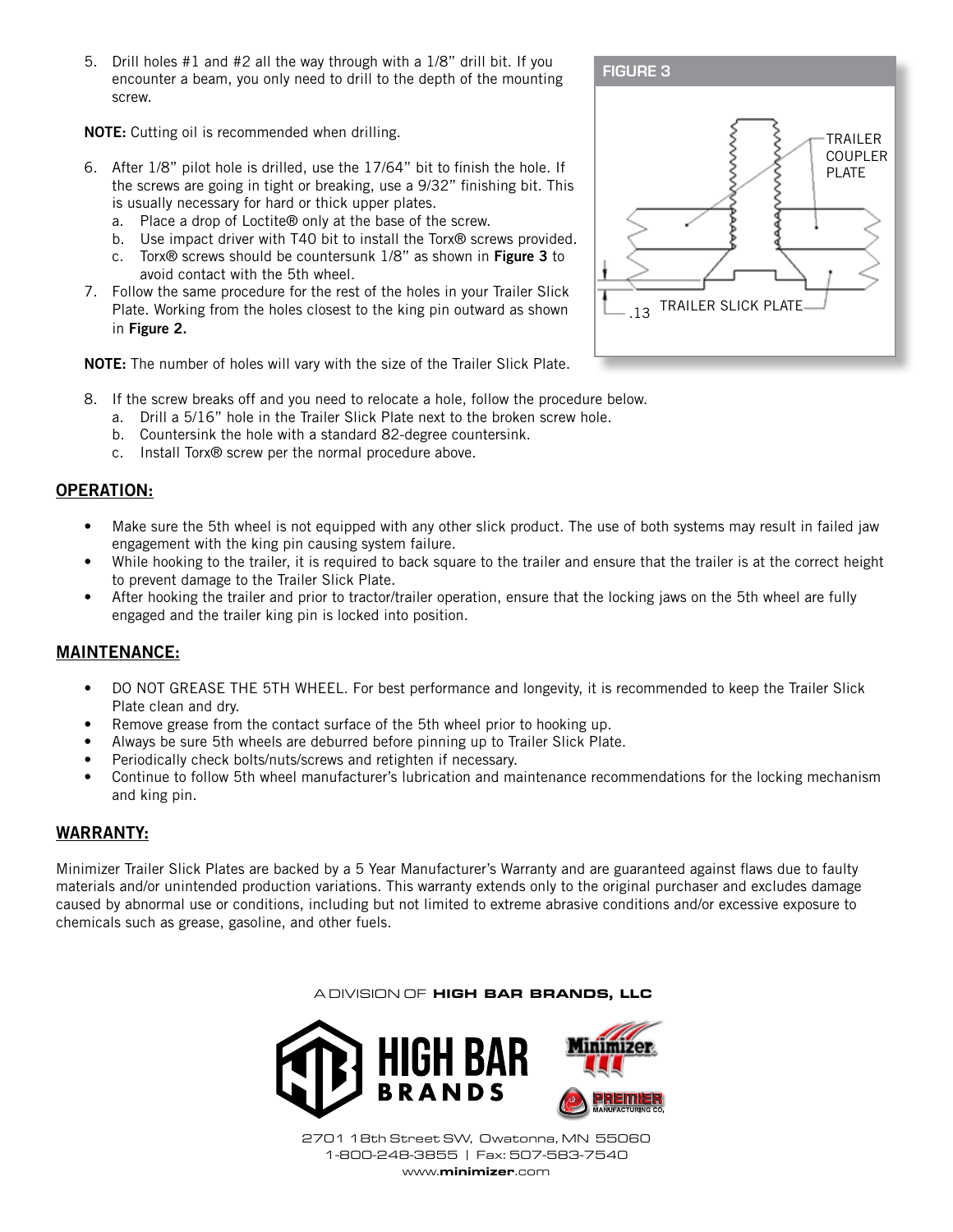5. Drill holes #1 and #2 all the way through with a 1/8" drill bit. If you encounter a beam, you only need to drill to the depth of the mounting screw.

**NOTE:** Cutting oil is recommended when drilling.

6. After 1/8" pilot hole is drilled, use the 17/64" bit to finish the hole. If the screws are going in tight or breaking, use a 9/32" finishing bit. This is usually necessary for hard or thick upper plates.
   a. Place a drop of Loctite® only at the base of the screw.
   b. Use impact driver with T40 bit to install the Torx® screws provided.
   c. Torx® screws should be countersunk 1/8" as shown in **Figure 3** to avoid contact with the 5th wheel.
7. Follow the same procedure for the rest of the holes in your Trailer Slick Plate. Working from the holes closest to the king pin outward as shown in **Figure 2.**

**NOTE:** The number of holes will vary with the size of the Trailer Slick Plate.

**FIGURE 3**

TRAILER COUPLER PLATE

.13

TRAILER SLICK PLATE

8. If the screw breaks off and you need to relocate a hole, follow the procedure below.
   a. Drill a 5/16" hole in the Trailer Slick Plate next to the broken screw hole.
   b. Countersink the hole with a standard 82-degree countersink.
   c. Install Torx® screw per the normal procedure above.

## OPERATION:

- Make sure the 5th wheel is not equipped with any other slick product. The use of both systems may result in failed jaw engagement with the king pin causing system failure.
- While hooking to the trailer, it is required to back square to the trailer and ensure that the trailer is at the correct height to prevent damage to the Trailer Slick Plate.
- After hooking the trailer and prior to tractor/trailer operation, ensure that the locking jaws on the 5th wheel are fully engaged and the trailer king pin is locked into position.

## MAINTENANCE:

- DO NOT GREASE THE 5TH WHEEL. For best performance and longevity, it is recommended to keep the Trailer Slick Plate clean and dry.
- Remove grease from the contact surface of the 5th wheel prior to hooking up.
- Always be sure 5th wheels are deburred before pinning up to Trailer Slick Plate.
- Periodically check bolts/nuts/screws and retighten if necessary.
- Continue to follow 5th wheel manufacturer's lubrication and maintenance recommendations for the locking mechanism and king pin.

## WARRANTY:

Minimizer Trailer Slick Plates are backed by a 5 Year Manufacturer's Warranty and are guaranteed against flaws due to faulty materials and/or unintended production variations. This warranty extends only to the original purchaser and excludes damage caused by abnormal use or conditions, including but not limited to extreme abrasive conditions and/or excessive exposure to chemicals such as grease, gasoline, and other fuels.

A DIVISION OF **HIGH BAR BRANDS, LLC**

HIGH BAR BRANDS

Minimizer

PREMIER MANUFACTURING CO.

2701 18th Street SW, Owatonna, MN 55060
1-800-248-3855 | Fax: 507-583-7540
www.**minimizer**.com